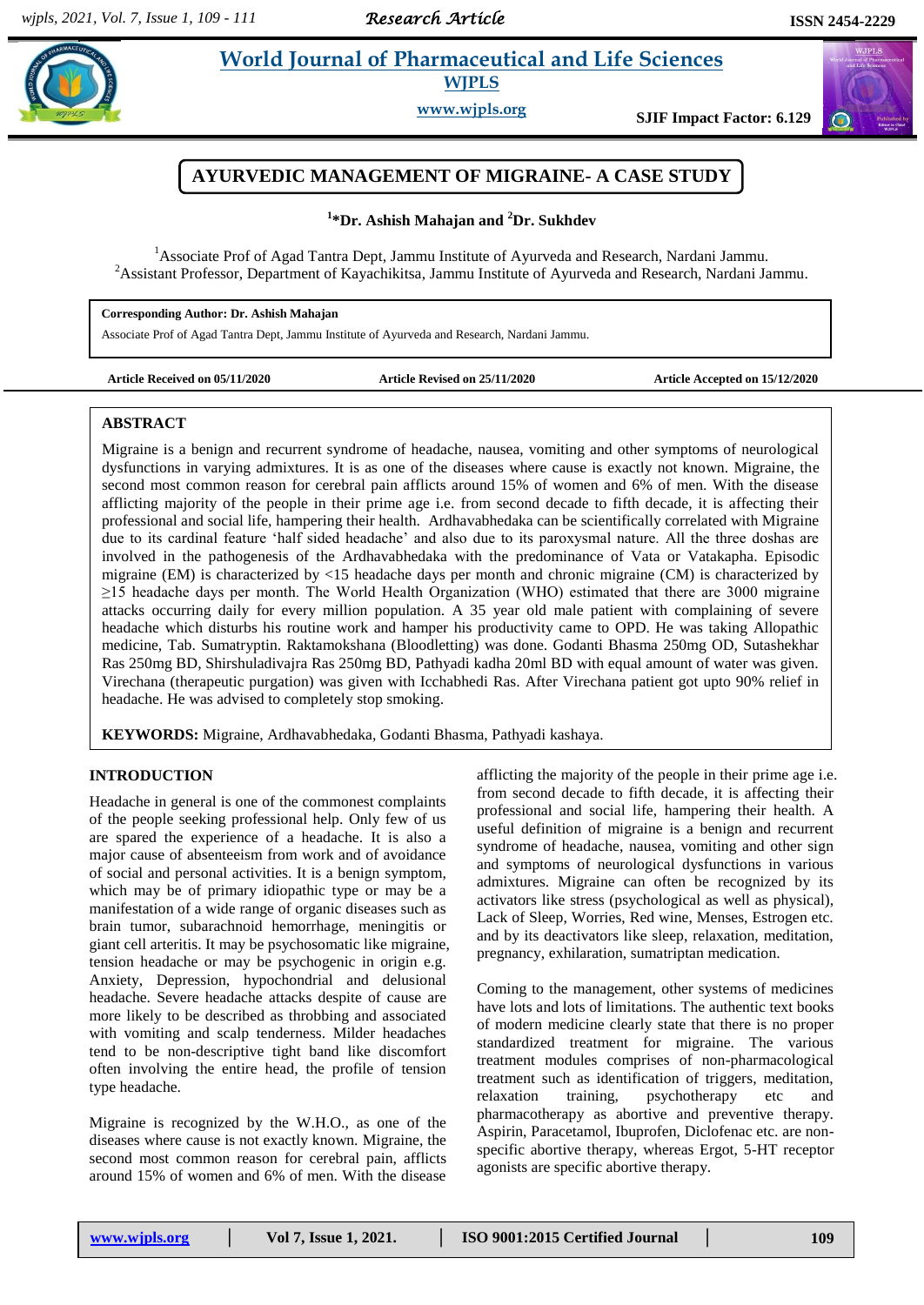# AYURVEDIC MANAGEMENT OF MIGRAINE- A CASE STUDY

**[1]*Dr. Ashish Mahajan and [2]Dr. Sukhdev**

[1]Associate Prof of Agad Tantra Dept, Jammu Institute of Ayurveda and Research, Nardani Jammu.
[2]Assistant Professor, Department of Kayachikitsa, Jammu Institute of Ayurveda and Research, Nardani Jammu.

**Corresponding Author: Dr. Ashish Mahajan**
Associate Prof of Agad Tantra Dept, Jammu Institute of Ayurveda and Research, Nardani Jammu.

**Article Received on 05/11/2020** | **Article Revised on 25/11/2020** | **Article Accepted on 15/12/2020**

## ABSTRACT

Migraine is a benign and recurrent syndrome of headache, nausea, vomiting and other symptoms of neurological dysfunctions in varying admixtures. It is as one of the diseases where cause is exactly not known. Migraine, the second most common reason for cerebral pain afflicts around 15% of women and 6% of men. With the disease afflicting majority of the people in their prime age i.e. from second decade to fifth decade, it is affecting their professional and social life, hampering their health. Ardhavabhedaka can be scientifically correlated with Migraine due to its cardinal feature 'half sided headache' and also due to its paroxysmal nature. All the three doshas are involved in the pathogenesis of the Ardhavabhedaka with the predominance of Vata or Vatakapha. Episodic migraine (EM) is characterized by <15 headache days per month and chronic migraine (CM) is characterized by ≥15 headache days per month. The World Health Organization (WHO) estimated that there are 3000 migraine attacks occurring daily for every million population. A 35 year old male patient with complaining of severe headache which disturbs his routine work and hamper his productivity came to OPD. He was taking Allopathic medicine, Tab. Sumatryptin. Raktamokshana (Bloodletting) was done. Godanti Bhasma 250mg OD, Sutashekhar Ras 250mg BD, Shirshuladivajra Ras 250mg BD, Pathyadi kadha 20ml BD with equal amount of water was given. Virechana (therapeutic purgation) was given with Icchabhedi Ras. After Virechana patient got upto 90% relief in headache. He was advised to completely stop smoking.

**KEYWORDS:** Migraine, Ardhavabhedaka, Godanti Bhasma, Pathyadi kashaya.

## INTRODUCTION

Headache in general is one of the commonest complaints of the people seeking professional help. Only few of us are spared the experience of a headache. It is also a major cause of absenteeism from work and of avoidance of social and personal activities. It is a benign symptom, which may be of primary idiopathic type or may be a manifestation of a wide range of organic diseases such as brain tumor, subarachnoid hemorrhage, meningitis or giant cell arteritis. It may be psychosomatic like migraine, tension headache or may be psychogenic in origin e.g. Anxiety, Depression, hypochondrial and delusional headache. Severe headache attacks despite of cause are more likely to be described as throbbing and associated with vomiting and scalp tenderness. Milder headaches tend to be non-descriptive tight band like discomfort often involving the entire head, the profile of tension type headache.

Migraine is recognized by the W.H.O., as one of the diseases where cause is not exactly known. Migraine, the second most common reason for cerebral pain, afflicts around 15% of women and 6% of men. With the disease afflicting the majority of the people in their prime age i.e. from second decade to fifth decade, it is affecting their professional and social life, hampering their health. A useful definition of migraine is a benign and recurrent syndrome of headache, nausea, vomiting and other sign and symptoms of neurological dysfunctions in various admixtures. Migraine can often be recognized by its activators like stress (psychological as well as physical), Lack of Sleep, Worries, Red wine, Menses, Estrogen etc. and by its deactivators like sleep, relaxation, meditation, pregnancy, exhilaration, sumatriptan medication.

Coming to the management, other systems of medicines have lots and lots of limitations. The authentic text books of modern medicine clearly state that there is no proper standardized treatment for migraine. The various treatment modules comprises of non-pharmacological treatment such as identification of triggers, meditation, relaxation training, psychotherapy etc and pharmacotherapy as abortive and preventive therapy. Aspirin, Paracetamol, Ibuprofen, Diclofenac etc. are non-specific abortive therapy, whereas Ergot, 5-HT receptor agonists are specific abortive therapy.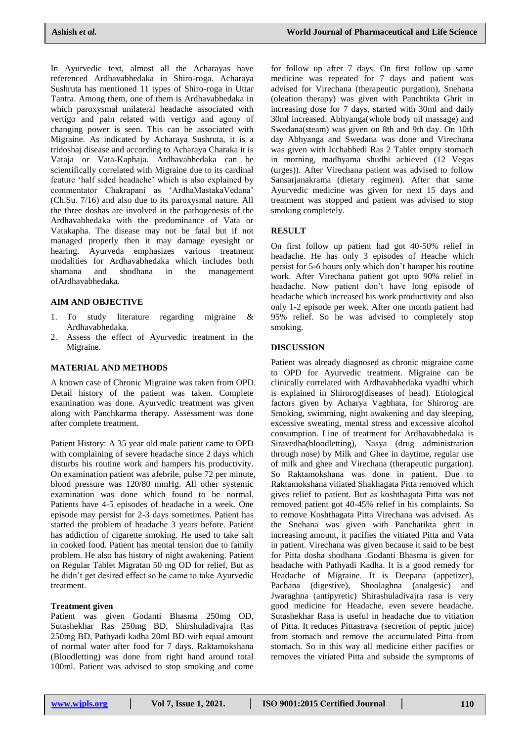In Ayurvedic text, almost all the Acharayas have referenced Ardhavabhedaka in Shiro-roga. Acharaya Sushruta has mentioned 11 types of Shiro-roga in Uttar Tantra. Among them, one of them is Ardhavabhedaka in which paroxysmal unilateral headache associated with vertigo and pain related with vertigo and agony of changing power is seen. This can be associated with Migraine. As indicated by Acharaya Sushruta, it is a tridoshaj disease and according to Acharaya Charaka it is Vataja or Vata-Kaphaja. Ardhavabhedaka can be scientifically correlated with Migraine due to its cardinal feature 'half sided headache' which is also explained by commentator Chakrapani as 'ArdhaMastakaVedana' (Ch.Su. 7/16) and also due to its paroxysmal nature. All the three doshas are involved in the pathogenesis of the Ardhavabhedaka with the predominance of Vata or Vatakapha. The disease may not be fatal but if not managed properly then it may damage eyesight or hearing. Ayurveda emphasizes various treatment modalities for Ardhavabhedaka which includes both shamana and shodhana in the management ofArdhavabhedaka.

## AIM AND OBJECTIVE

1. To study literature regarding migraine & Ardhavabhedaka.
2. Assess the effect of Ayurvedic treatment in the Migraine.

## MATERIAL AND METHODS

A known case of Chronic Migraine was taken from OPD. Detail history of the patient was taken. Complete examination was done. Ayurvedic treatment was given along with Panchkarma therapy. Assessment was done after complete treatment.

Patient History: A 35 year old male patient came to OPD with complaining of severe headache since 2 days which disturbs his routine work and hampers his productivity. On examination patient was afebrile, pulse 72 per minute, blood pressure was 120/80 mmHg. All other systemic examination was done which found to be normal. Patients have 4-5 episodes of headache in a week. One episode may persist for 2-3 days sometimes. Patient has started the problem of headache 3 years before. Patient has addiction of cigarette smoking. He used to take salt in cooked food. Patient has mental tension due to family problem. He also has history of night awakening. Patient on Regular Tablet Migratan 50 mg OD for relief, But as he didn't get desired effect so he came to take Ayurvedic treatment.

### Treatment given

Patient was given Godanti Bhasma 250mg OD, Sutashekhar Ras 250mg BD, Shirshuladivajra Ras 250mg BD, Pathyadi kadha 20ml BD with equal amount of normal water after food for 7 days. Raktamokshana (Bloodletting) was done from right hand around total 100ml. Patient was advised to stop smoking and come for follow up after 7 days. On first follow up same medicine was repeated for 7 days and patient was advised for Virechana (therapeutic purgation), Snehana (oleation therapy) was given with Panchtikta Ghrit in increasing dose for 7 days, started with 30ml and daily 30ml increased. Abhyanga(whole body oil massage) and Swedana(steam) was given on 8th and 9th day. On 10th day Abhyanga and Swedana was done and Virechana was given with Icchabhedi Ras 2 Tablet empty stomach in morning, madhyama shudhi achieved (12 Vegas (urges)). After Virechana patient was advised to follow Sansarjanakrama (dietary regimen). After that same Ayurvedic medicine was given for next 15 days and treatment was stopped and patient was advised to stop smoking completely.

## RESULT

On first follow up patient had got 40-50% relief in headache. He has only 3 episodes of Heache which persist for 5-6 hours only which don't hamper his routine work. After Virechana patient got upto 90% relief in headache. Now patient don't have long episode of headache which increased his work productivity and also only 1-2 episode per week. After one month patient had 95% relief. So he was advised to completely stop smoking.

## DISCUSSION

Patient was already diagnosed as chronic migraine came to OPD for Ayurvedic treatment. Migraine can be clinically correlated with Ardhavabhedaka vyadhi which is explained in Shirorog(diseases of head). Etiological factors given by Acharya Vagbhata, for Shirorog are Smoking, swimming, night awakening and day sleeping, excessive sweating, mental stress and excessive alcohol consumption. Line of treatment for Ardhavabhedaka is Siravedha(bloodletting), Nasya (drug administration through nose) by Milk and Ghee in daytime, regular use of milk and ghee and Virechana (therapeutic purgation). So Raktamokshana was done in patient. Due to Raktamokshana vitiated Shakhagata Pitta removed which gives relief to patient. But as koshthagata Pitta was not removed patient got 40-45% relief in his complaints. So to remove Koshthagata Pitta Virechana was advised. As the Snehana was given with Panchatikta ghrit in increasing amount, it pacifies the vitiated Pitta and Vata in patient. Virechana was given because it said to be best for Pitta dosha shodhana .Godanti Bhasma is given for headache with Pathyadi Kadha. It is a good remedy for Headache of Migraine. It is Deepana (appetizer), Pachana (digestive), Shoolaghna (analgesic) and Jwaraghna (antipyretic) Shirashuladivajra rasa is very good medicine for Headache, even severe headache. Sutashekhar Rasa is useful in headache due to vitiation of Pitta. It reduces Pittastrava (secretion of peptic juice) from stomach and remove the accumulated Pitta from stomach. So in this way all medicine either pacifies or removes the vitiated Pitta and subside the symptoms of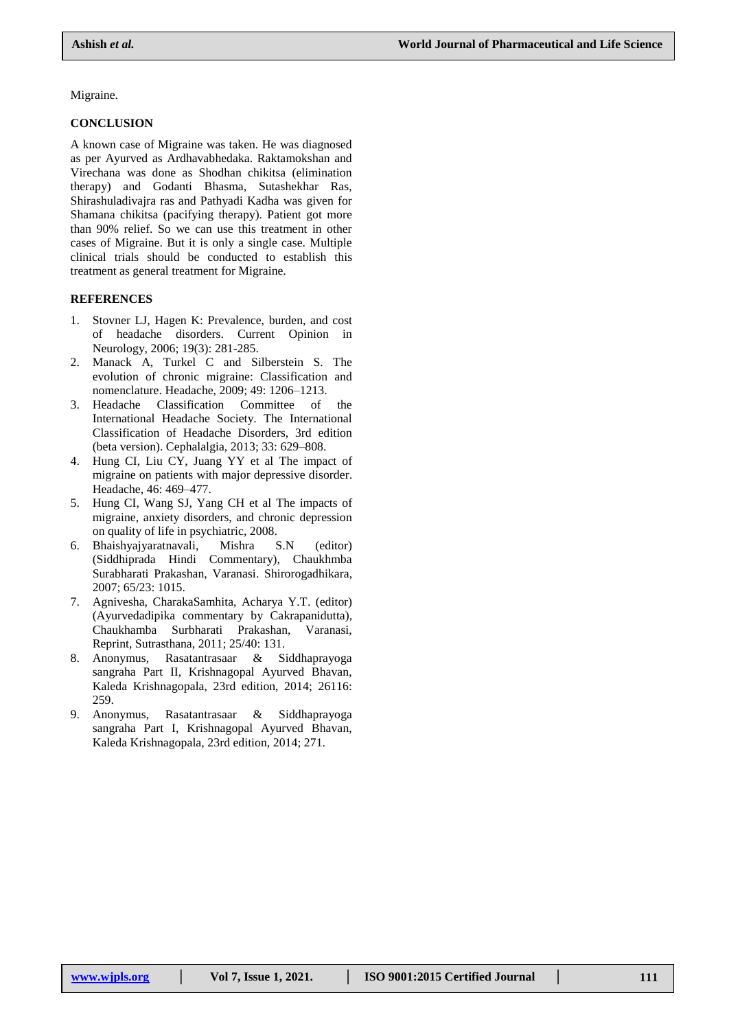Migraine.

## CONCLUSION

A known case of Migraine was taken. He was diagnosed as per Ayurved as Ardhavabhedaka. Raktamokshan and Virechana was done as Shodhan chikitsa (elimination therapy) and Godanti Bhasma, Sutashekhar Ras, Shirashuladivajra ras and Pathyadi Kadha was given for Shamana chikitsa (pacifying therapy). Patient got more than 90% relief. So we can use this treatment in other cases of Migraine. But it is only a single case. Multiple clinical trials should be conducted to establish this treatment as general treatment for Migraine.

## REFERENCES

1. Stovner LJ, Hagen K: Prevalence, burden, and cost of headache disorders. Current Opinion in Neurology, 2006; 19(3): 281-285.
2. Manack A, Turkel C and Silberstein S. The evolution of chronic migraine: Classification and nomenclature. Headache, 2009; 49: 1206–1213.
3. Headache Classification Committee of the International Headache Society. The International Classification of Headache Disorders, 3rd edition (beta version). Cephalalgia, 2013; 33: 629–808.
4. Hung CI, Liu CY, Juang YY et al The impact of migraine on patients with major depressive disorder. Headache, 46: 469–477.
5. Hung CI, Wang SJ, Yang CH et al The impacts of migraine, anxiety disorders, and chronic depression on quality of life in psychiatric, 2008.
6. Bhaishyajyaratnavali, Mishra S.N (editor) (Siddhiprada Hindi Commentary), Chaukhmba Surabharati Prakashan, Varanasi. Shirorogadhikara, 2007; 65/23: 1015.
7. Agnivesha, CharakaSamhita, Acharya Y.T. (editor) (Ayurvedadipika commentary by Cakrapanidutta), Chaukhamba Surbharati Prakashan, Varanasi, Reprint, Sutrasthana, 2011; 25/40: 131.
8. Anonymus, Rasatantrasaar & Siddhaprayoga sangraha Part II, Krishnagopal Ayurved Bhavan, Kaleda Krishnagopala, 23rd edition, 2014; 26116: 259.
9. Anonymus, Rasatantrasaar & Siddhaprayoga sangraha Part I, Krishnagopal Ayurved Bhavan, Kaleda Krishnagopala, 23rd edition, 2014; 271.